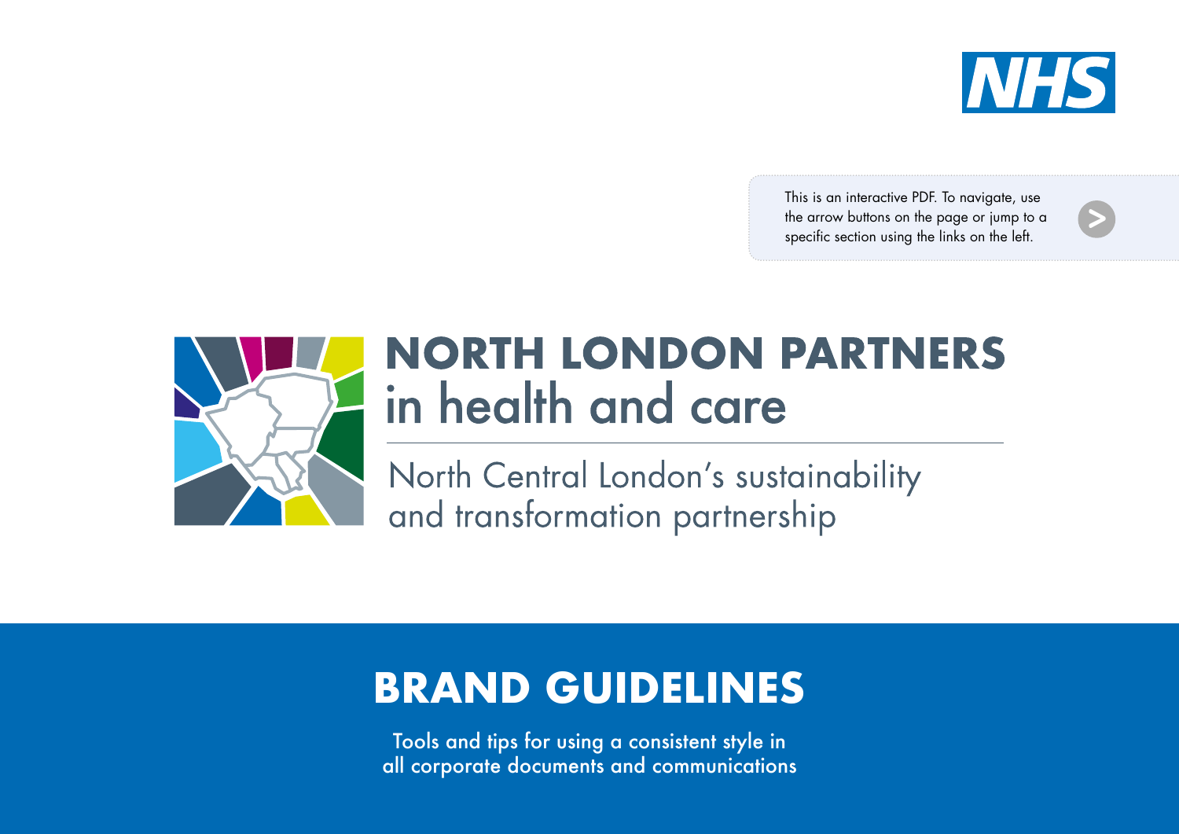NHS

This is an interactive PDF. To navigate, use the arrow buttons on the page or jump to a specific section using the links on the left.

# NORTH LONDON PARTNERS in health and care

North Central London's sustainability and transformation partnership

## BRAND GUIDELINES

Tools and tips for using a consistent style in all corporate documents and communications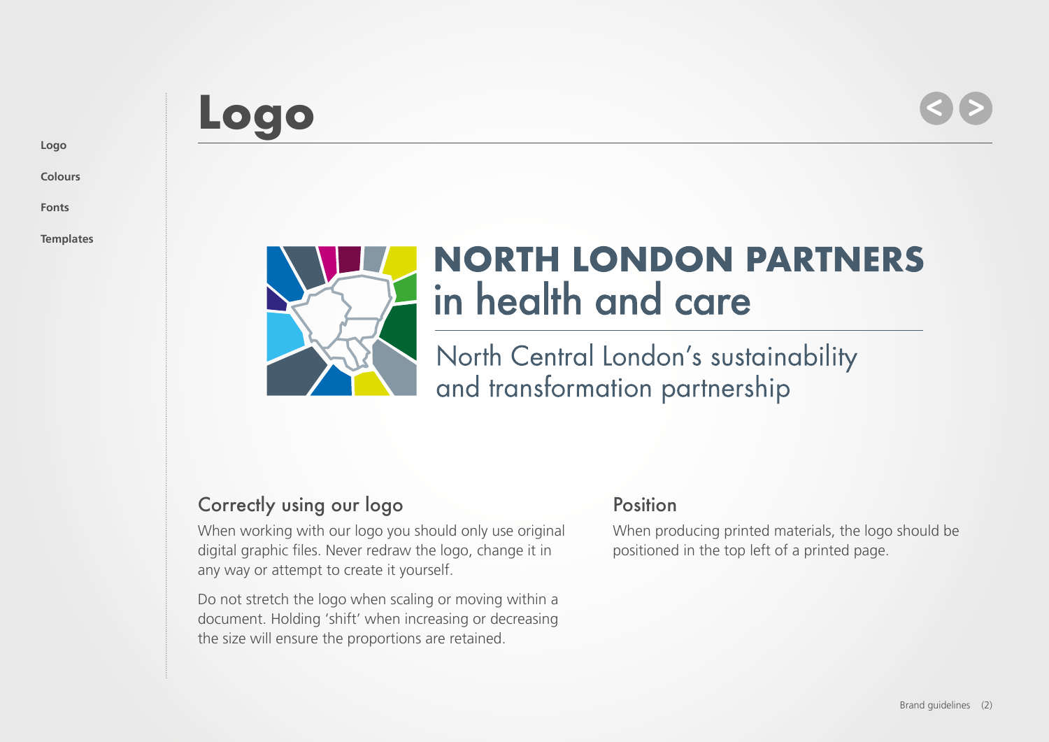- Logo
- Colours
- Fonts
- Templates

# Logo

**NORTH LONDON PARTNERS**
in health and care

North Central London's sustainability
and transformation partnership

## Correctly using our logo

When working with our logo you should only use original digital graphic files. Never redraw the logo, change it in any way or attempt to create it yourself.

Do not stretch the logo when scaling or moving within a document. Holding 'shift' when increasing or decreasing the size will ensure the proportions are retained.

## Position

When producing printed materials, the logo should be positioned in the top left of a printed page.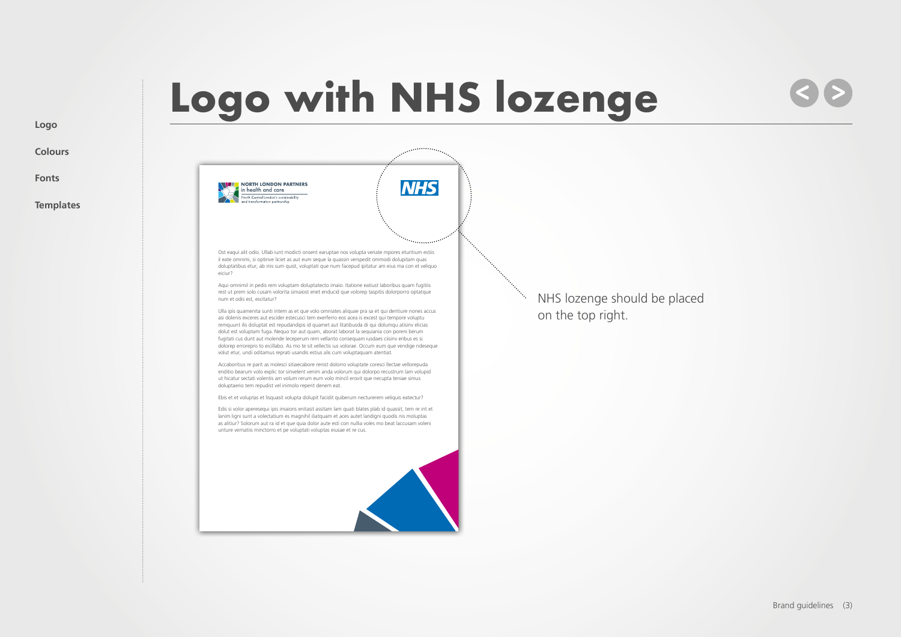Logo

Colours

Fonts

Templates

# Logo with NHS lozenge

NORTH LONDON PARTNERS
in health and care
North Central London's sustainability and transformation partnership

NHS

Ost eaqui alit odio. Ullab iunt modicti onsent earuptae nos volupta veriate mpores eturitium estiis il eate omnimi, si optinve liciet as aut eum seque la quassin verspedit ommodi dolupitam quas doluptatibus etur, ab inis sum quist, voluptati que num facepud ipitatur am eius ma con et veliquo eiciur?

Aqui omnimil in pedis rem voluptam doluptatecto imaio. Itatione eatiust laboribus quam fugitiis rest ut prem solo cusam volorita simaiost enet enducid que volorep taspitis dolorporro optatque num et odis est, escitatur?

Ulla ipis quamenita sunti intem as et que volo omniates aliquae pra sa et qui dentiure nones accus asi dolenis exceres aut escider estecusci tem exerferro eos acea is excest qui tempore voluptu remquunt ilis doluptat est repudandipis id quamet aut litatibusda di qui dolumqu atisinv elicias dolut est voluptam fuga. Nequo tor aut quam, aborat laborat la sequiania con poreni berum fugitati cus dunt aut molende leceperum rem vellanto consequam iusdaes cisinv eribus es si dolorep errorepro to eicillabo. As mo te sit vellectis ius volorae. Occum eum que vendige ndeseque volut etur, undi oditamus reprati usandis estius alis cum voluptaquam atentiat.

Accaboritius re parit as molesci sitiaecabore renist dolorro voluptate coresci llectae vellorepuda enditio bearum volo explic tor sinvelent venim anda volorum qui dolorpo recustrum lam volupid ut hicatur sectati volentis am volum rerum eum volo mincil erovit que necupta teniae simus doluptaerio tem repudist vel inimolo reperit denem eat.

Ebis et et voluptas et lisquasit volupta dolupit facidit quiberum necturerem veliquis eatectur?

Edis si volor aperesequi ipis imaions enitasit assitam lam quati blates plab id quassit, tem re int et lanim ligni sunt a volectatium es magnihil iliatquam et aces autet landigni quodis nis moluptas as alitiur? Solorum aut ra id et que quia dolor aute esti con nullia voles mo beat laccusam voleni unture vernatiis minctorro et pe voluptati voluptas eiusae et re cus.

NHS lozenge should be placed on the top right.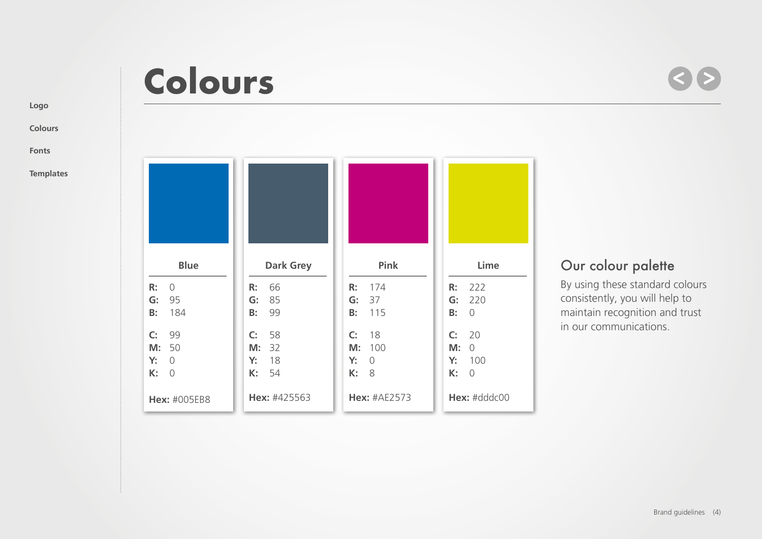# Colours

- Logo
- Colours
- Fonts
- Templates

| | Blue | Dark Grey | Pink | Lime |
|---|---|---|---|---|
| **R:** | 0 | 66 | 174 | 222 |
| **G:** | 95 | 85 | 37 | 220 |
| **B:** | 184 | 99 | 115 | 0 |
| **C:** | 99 | 58 | 18 | 20 |
| **M:** | 50 | 32 | 100 | 0 |
| **Y:** | 0 | 18 | 0 | 100 |
| **K:** | 0 | 54 | 8 | 0 |
| **Hex:** | #005EB8 | #425563 | #AE2573 | #dddc00 |

## Our colour palette

By using these standard colours consistently, you will help to maintain recognition and trust in our communications.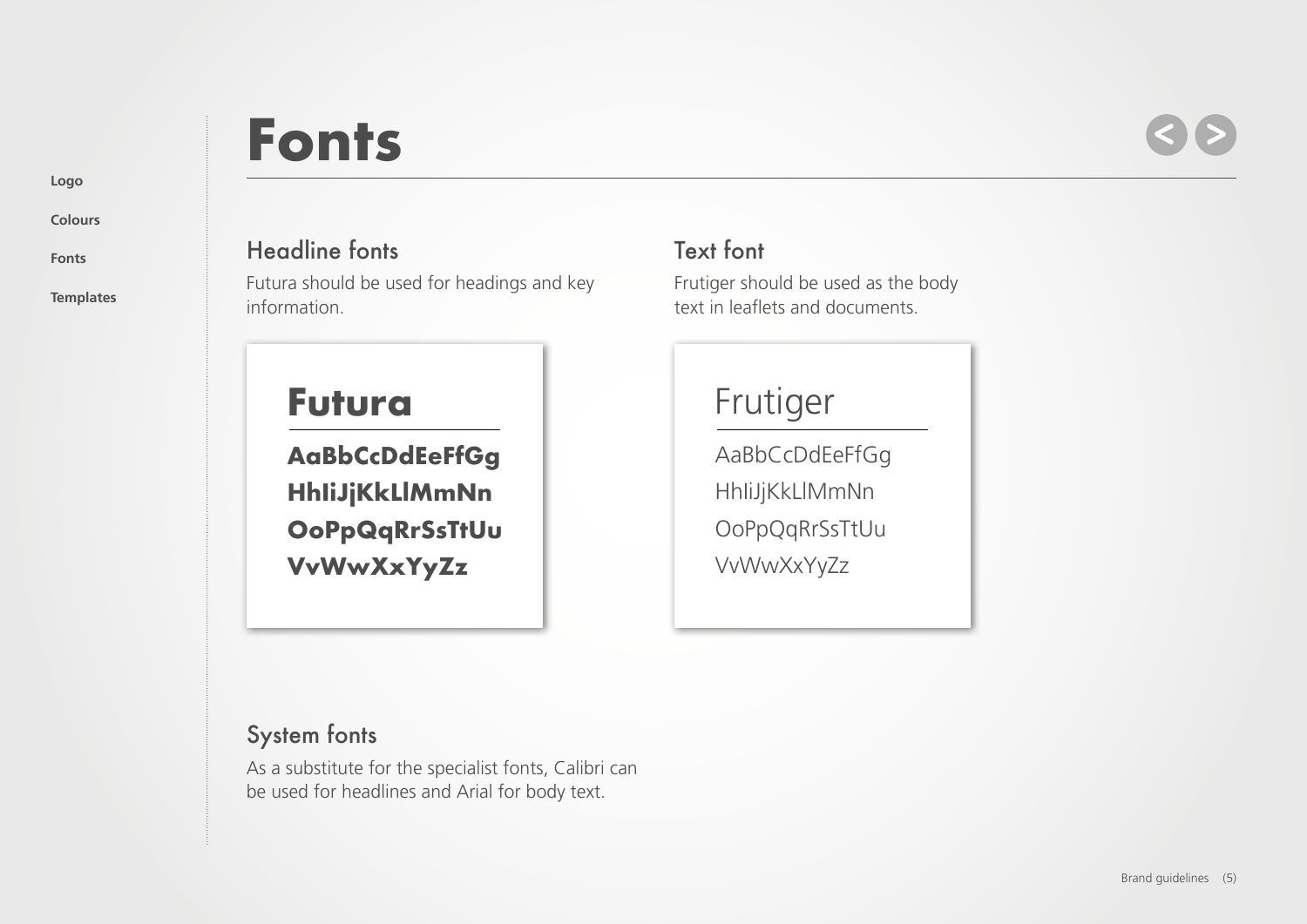- Logo
- Colours
- Fonts
- Templates

# Fonts

## Headline fonts

Futura should be used for headings and key information.

**Futura**

**AaBbCcDdEeFfGg**
**HhIiJjKkLlMmNn**
**OoPpQqRrSsTtUu**
**VvWwXxYyZz**

## Text font

Frutiger should be used as the body text in leaflets and documents.

Frutiger

AaBbCcDdEeFfGg
HhIiJjKkLlMmNn
OoPpQqRrSsTtUu
VvWwXxYyZz

## System fonts

As a substitute for the specialist fonts, Calibri can be used for headlines and Arial for body text.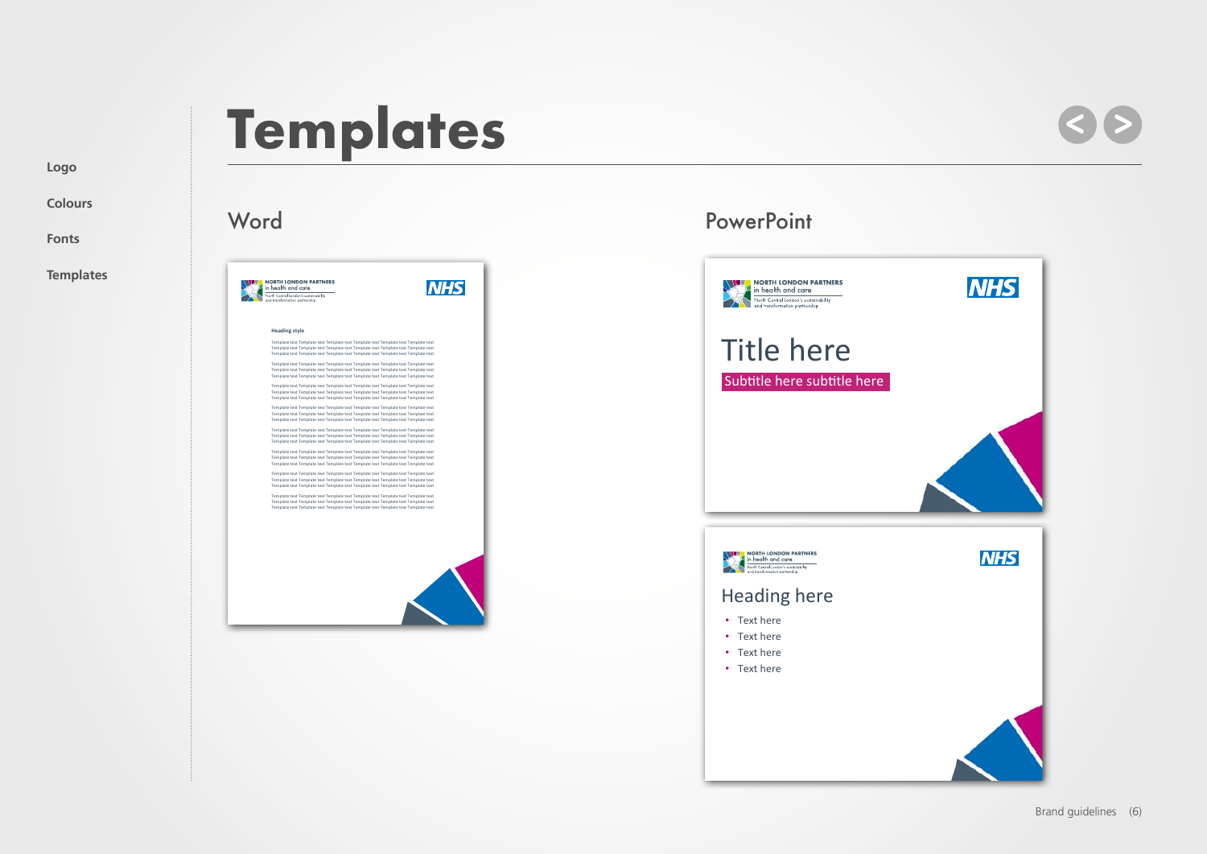- Logo
- Colours
- Fonts
- Templates

# Templates

## Word

NORTH LONDON PARTNERS
in health and care
North Central London's sustainability and transformation partnership

NHS

**Heading style**

Template text Template text Template text Template text Template text Template text Template text Template text Template text Template text Template text Template text Template text Template text Template text Template text Template text Template text

Template text Template text Template text Template text Template text Template text Template text Template text Template text Template text Template text Template text Template text Template text Template text Template text Template text Template text

Template text Template text Template text Template text Template text Template text Template text Template text Template text Template text Template text Template text Template text Template text Template text Template text Template text Template text

Template text Template text Template text Template text Template text Template text Template text Template text Template text Template text Template text Template text Template text Template text Template text Template text Template text Template text

Template text Template text Template text Template text Template text Template text Template text Template text Template text Template text Template text Template text Template text Template text Template text Template text Template text Template text

Template text Template text Template text Template text Template text Template text Template text Template text Template text Template text Template text Template text Template text Template text Template text Template text Template text Template text

Template text Template text Template text Template text Template text Template text Template text Template text Template text Template text Template text Template text Template text Template text Template text Template text Template text Template text

Template text Template text Template text Template text Template text Template text Template text Template text Template text Template text Template text Template text Template text Template text Template text Template text Template text Template text

## PowerPoint

NORTH LONDON PARTNERS
in health and care
North Central London's sustainability and transformation partnership

NHS

Title here

Subtitle here subtitle here

NORTH LONDON PARTNERS
in health and care
North Central London's sustainability and transformation partnership

NHS

Heading here

- Text here
- Text here
- Text here
- Text here

Brand guidelines (6)